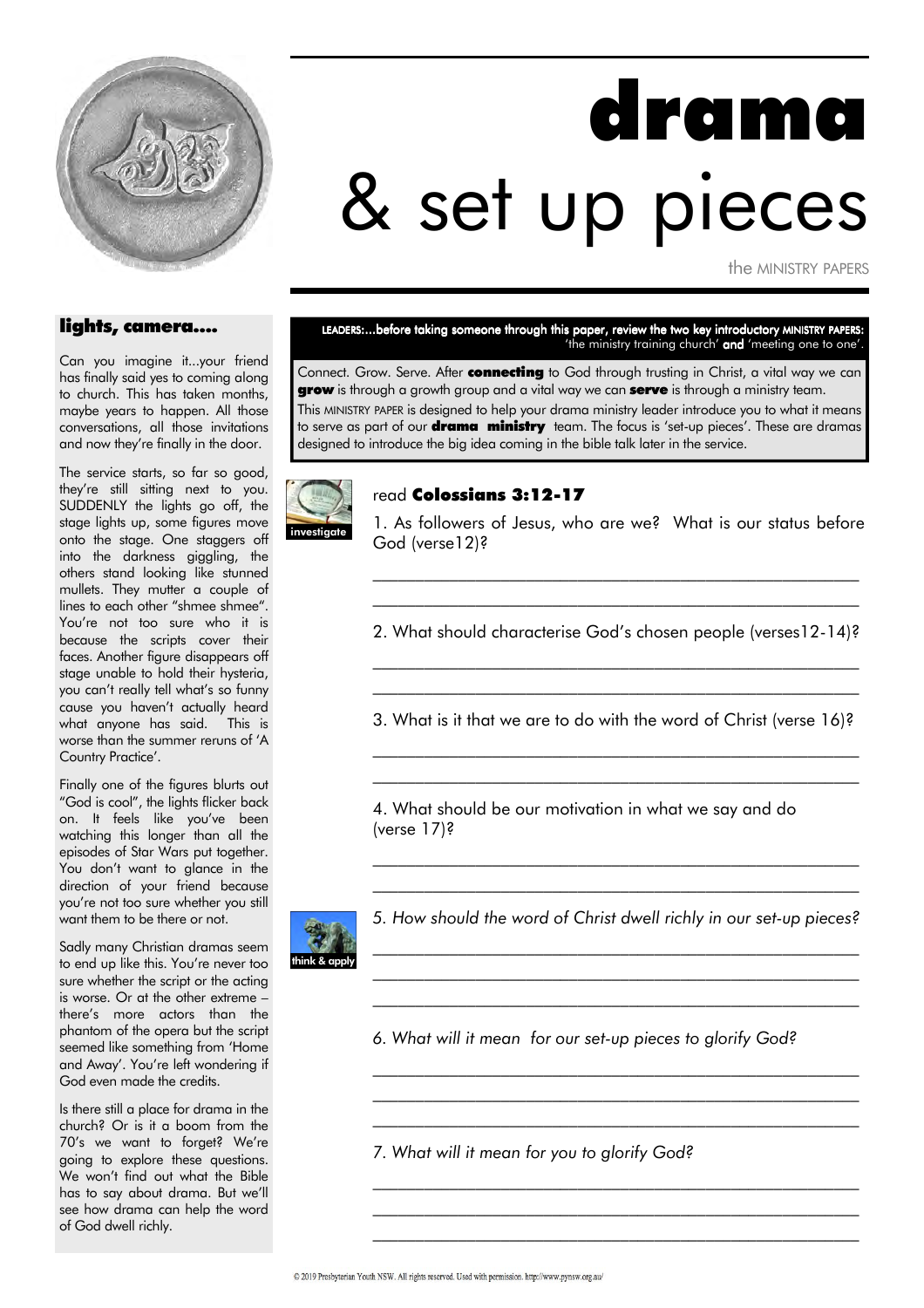# drama
# & set up pieces

the MINISTRY PAPERS

## lights, camera....

Can you imagine it...your friend has finally said yes to coming along to church. This has taken months, maybe years to happen. All those conversations, all those invitations and now they're finally in the door.

The service starts, so far so good, they're still sitting next to you. SUDDENLY the lights go off, the stage lights up, some figures move onto the stage. One staggers off into the darkness giggling, the others stand looking like stunned mullets. They mutter a couple of lines to each other "shmee shmee". You're not too sure who it is because the scripts cover their faces. Another figure disappears off stage unable to hold their hysteria, you can't really tell what's so funny cause you haven't actually heard what anyone has said. This is worse than the summer reruns of 'A Country Practice'.

Finally one of the figures blurts out "God is cool", the lights flicker back on. It feels like you've been watching this longer than all the episodes of Star Wars put together. You don't want to glance in the direction of your friend because you're not too sure whether you still want them to be there or not.

Sadly many Christian dramas seem to end up like this. You're never too sure whether the script or the acting is worse. Or at the other extreme – there's more actors than the phantom of the opera but the script seemed like something from 'Home and Away'. You're left wondering if God even made the credits.

Is there still a place for drama in the church? Or is it a boom from the 70's we want to forget? We're going to explore these questions. We won't find out what the Bible has to say about drama. But we'll see how drama can help the word of God dwell richly.

**LEADERS:...before taking someone through this paper, review the two key introductory MINISTRY PAPERS:** 'the ministry training church' **and** 'meeting one to one'.

Connect. Grow. Serve. After **connecting** to God through trusting in Christ, a vital way we can **grow** is through a growth group and a vital way we can **serve** is through a ministry team.

This MINISTRY PAPER is designed to help your drama ministry leader introduce you to what it means to serve as part of our **drama ministry** team. The focus is 'set-up pieces'. These are dramas designed to introduce the big idea coming in the bible talk later in the service.

**investigate**

read **Colossians 3:12-17**

1. As followers of Jesus, who are we? What is our status before God (verse12)?

______________________________________________________

______________________________________________________

2. What should characterise God's chosen people (verses12-14)?

______________________________________________________

______________________________________________________

3. What is it that we are to do with the word of Christ (verse 16)?

______________________________________________________

______________________________________________________

4. What should be our motivation in what we say and do (verse 17)?

______________________________________________________

______________________________________________________

**think & apply**

*5. How should the word of Christ dwell richly in our set-up pieces?*

______________________________________________________

______________________________________________________

______________________________________________________

*6. What will it mean for our set-up pieces to glorify God?*

______________________________________________________

______________________________________________________

______________________________________________________

*7. What will it mean for you to glorify God?*

______________________________________________________

______________________________________________________

______________________________________________________

© 2019 Presbyterian Youth NSW. All rights reserved. Used with permission. http://www.pynsw.org.au/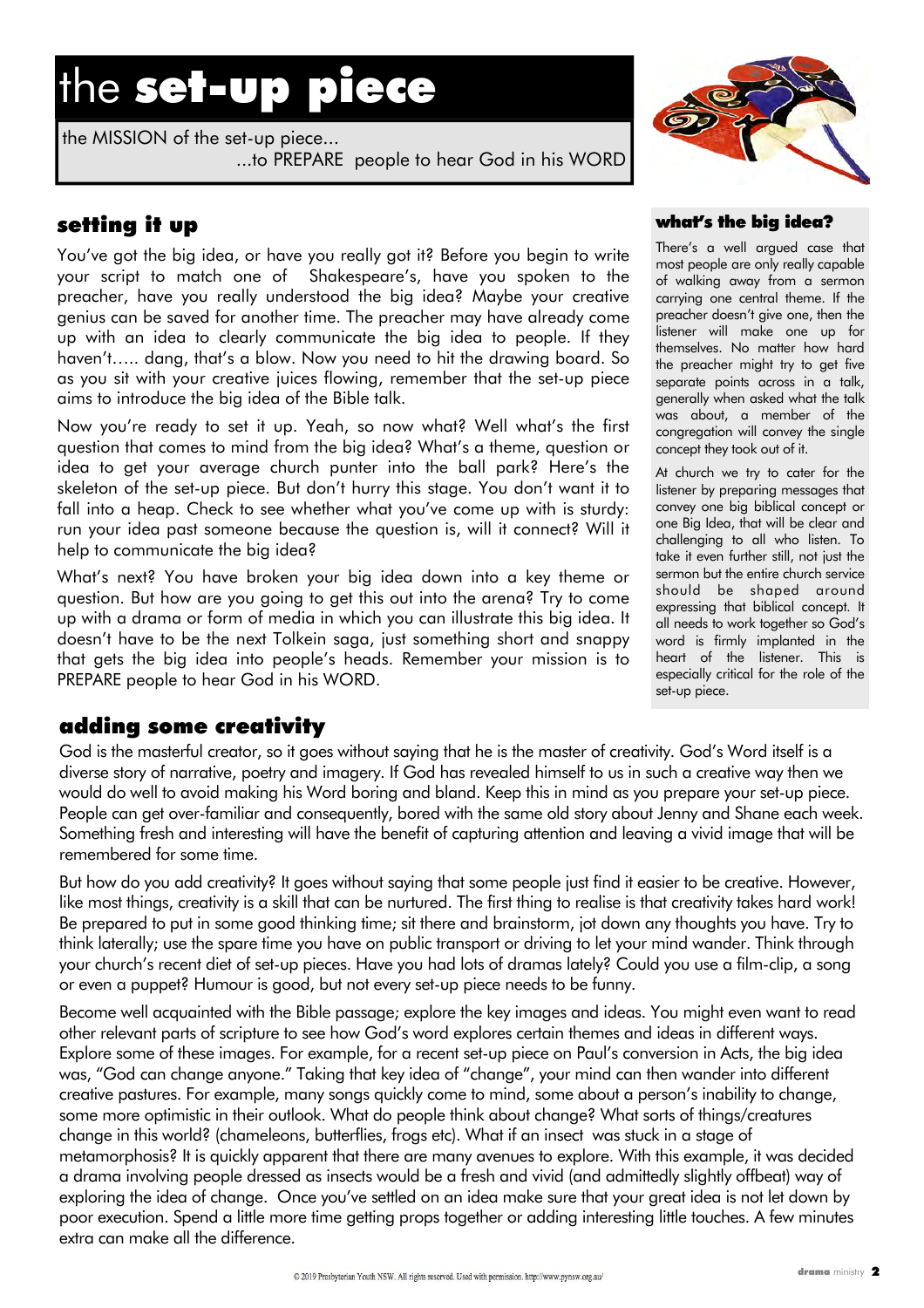# the **set-up piece**

the MISSION of the set-up piece...
...to PREPARE people to hear God in his WORD

## setting it up

You've got the big idea, or have you really got it? Before you begin to write your script to match one of Shakespeare's, have you spoken to the preacher, have you really understood the big idea? Maybe your creative genius can be saved for another time. The preacher may have already come up with an idea to clearly communicate the big idea to people. If they haven't….. dang, that's a blow. Now you need to hit the drawing board. So as you sit with your creative juices flowing, remember that the set-up piece aims to introduce the big idea of the Bible talk.

Now you're ready to set it up. Yeah, so now what? Well what's the first question that comes to mind from the big idea? What's a theme, question or idea to get your average church punter into the ball park? Here's the skeleton of the set-up piece. But don't hurry this stage. You don't want it to fall into a heap. Check to see whether what you've come up with is sturdy: run your idea past someone because the question is, will it connect? Will it help to communicate the big idea?

What's next? You have broken your big idea down into a key theme or question. But how are you going to get this out into the arena? Try to come up with a drama or form of media in which you can illustrate this big idea. It doesn't have to be the next Tolkein saga, just something short and snappy that gets the big idea into people's heads. Remember your mission is to PREPARE people to hear God in his WORD.

### what's the big idea?

There's a well argued case that most people are only really capable of walking away from a sermon carrying one central theme. If the preacher doesn't give one, then the listener will make one up for themselves. No matter how hard the preacher might try to get five separate points across in a talk, generally when asked what the talk was about, a member of the congregation will convey the single concept they took out of it.

At church we try to cater for the listener by preparing messages that convey one big biblical concept or one Big Idea, that will be clear and challenging to all who listen. To take it even further still, not just the sermon but the entire church service should be shaped around expressing that biblical concept. It all needs to work together so God's word is firmly implanted in the heart of the listener. This is especially critical for the role of the set-up piece.

## adding some creativity

God is the masterful creator, so it goes without saying that he is the master of creativity. God's Word itself is a diverse story of narrative, poetry and imagery. If God has revealed himself to us in such a creative way then we would do well to avoid making his Word boring and bland. Keep this in mind as you prepare your set-up piece. People can get over-familiar and consequently, bored with the same old story about Jenny and Shane each week. Something fresh and interesting will have the benefit of capturing attention and leaving a vivid image that will be remembered for some time.

But how do you add creativity? It goes without saying that some people just find it easier to be creative. However, like most things, creativity is a skill that can be nurtured. The first thing to realise is that creativity takes hard work! Be prepared to put in some good thinking time; sit there and brainstorm, jot down any thoughts you have. Try to think laterally; use the spare time you have on public transport or driving to let your mind wander. Think through your church's recent diet of set-up pieces. Have you had lots of dramas lately? Could you use a film-clip, a song or even a puppet? Humour is good, but not every set-up piece needs to be funny.

Become well acquainted with the Bible passage; explore the key images and ideas. You might even want to read other relevant parts of scripture to see how God's word explores certain themes and ideas in different ways. Explore some of these images. For example, for a recent set-up piece on Paul's conversion in Acts, the big idea was, "God can change anyone." Taking that key idea of "change", your mind can then wander into different creative pastures. For example, many songs quickly come to mind, some about a person's inability to change, some more optimistic in their outlook. What do people think about change? What sorts of things/creatures change in this world? (chameleons, butterflies, frogs etc). What if an insect was stuck in a stage of metamorphosis? It is quickly apparent that there are many avenues to explore. With this example, it was decided a drama involving people dressed as insects would be a fresh and vivid (and admittedly slightly offbeat) way of exploring the idea of change. Once you've settled on an idea make sure that your great idea is not let down by poor execution. Spend a little more time getting props together or adding interesting little touches. A few minutes extra can make all the difference.

© 2019 Presbyterian Youth NSW. All rights reserved. Used with permission. http://www.pynsw.org.au/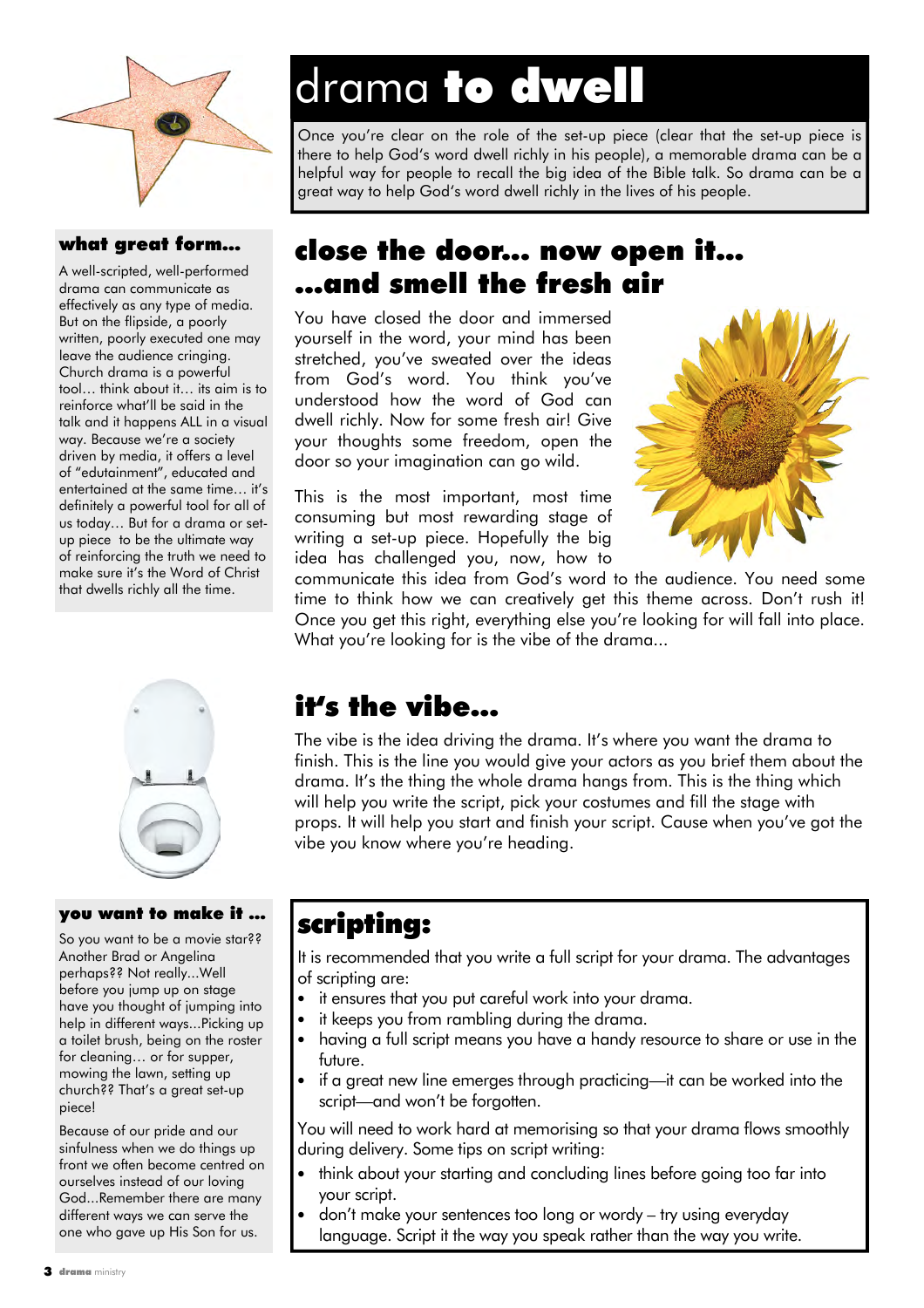# drama **to dwell**

Once you're clear on the role of the set-up piece (clear that the set-up piece is there to help God's word dwell richly in his people), a memorable drama can be a helpful way for people to recall the big idea of the Bible talk. So drama can be a great way to help God's word dwell richly in the lives of his people.

### what great form...

A well-scripted, well-performed drama can communicate as effectively as any type of media. But on the flipside, a poorly written, poorly executed one may leave the audience cringing. Church drama is a powerful tool… think about it… its aim is to reinforce what'll be said in the talk and it happens ALL in a visual way. Because we're a society driven by media, it offers a level of "edutainment", educated and entertained at the same time… it's definitely a powerful tool for all of us today… But for a drama or set-up piece to be the ultimate way of reinforcing the truth we need to make sure it's the Word of Christ that dwells richly all the time.

## close the door... now open it... ...and smell the fresh air

You have closed the door and immersed yourself in the word, your mind has been stretched, you've sweated over the ideas from God's word. You think you've understood how the word of God can dwell richly. Now for some fresh air! Give your thoughts some freedom, open the door so your imagination can go wild.

This is the most important, most time consuming but most rewarding stage of writing a set-up piece. Hopefully the big idea has challenged you, now, how to communicate this idea from God's word to the audience. You need some time to think how we can creatively get this theme across. Don't rush it! Once you get this right, everything else you're looking for will fall into place. What you're looking for is the vibe of the drama...

## it's the vibe...

The vibe is the idea driving the drama. It's where you want the drama to finish. This is the line you would give your actors as you brief them about the drama. It's the thing the whole drama hangs from. This is the thing which will help you write the script, pick your costumes and fill the stage with props. It will help you start and finish your script. Cause when you've got the vibe you know where you're heading.

### you want to make it ...

So you want to be a movie star?? Another Brad or Angelina perhaps?? Not really...Well before you jump up on stage have you thought of jumping into help in different ways...Picking up a toilet brush, being on the roster for cleaning… or for supper, mowing the lawn, setting up church?? That's a great set-up piece!

Because of our pride and our sinfulness when we do things up front we often become centred on ourselves instead of our loving God...Remember there are many different ways we can serve the one who gave up His Son for us.

## scripting:

It is recommended that you write a full script for your drama. The advantages of scripting are:

- it ensures that you put careful work into your drama.
- it keeps you from rambling during the drama.
- having a full script means you have a handy resource to share or use in the future.
- if a great new line emerges through practicing—it can be worked into the script—and won't be forgotten.

You will need to work hard at memorising so that your drama flows smoothly during delivery. Some tips on script writing:

- think about your starting and concluding lines before going too far into your script.
- don't make your sentences too long or wordy – try using everyday language. Script it the way you speak rather than the way you write.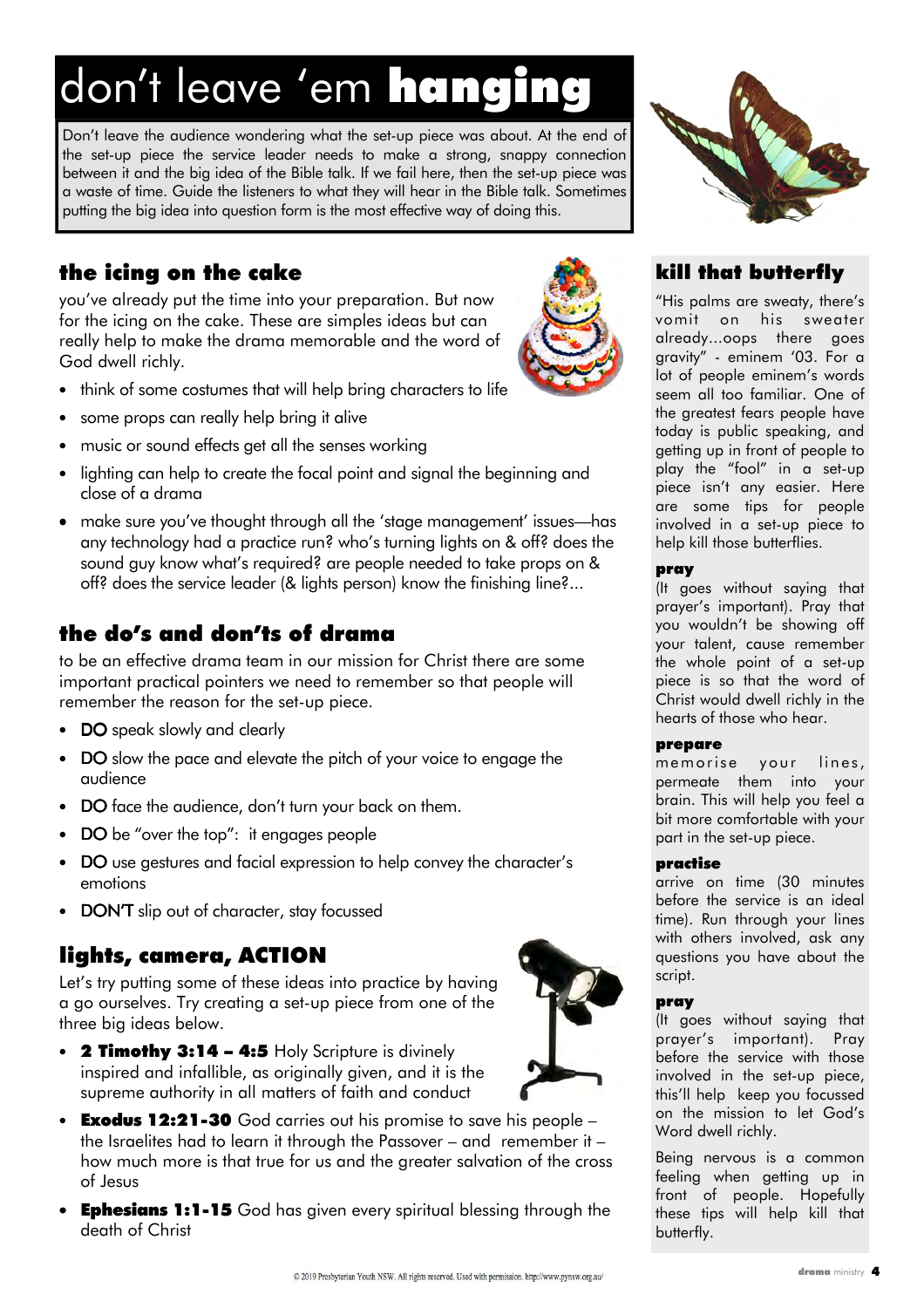# don't leave 'em **hanging**

Don't leave the audience wondering what the set-up piece was about. At the end of the set-up piece the service leader needs to make a strong, snappy connection between it and the big idea of the Bible talk. If we fail here, then the set-up piece was a waste of time. Guide the listeners to what they will hear in the Bible talk. Sometimes putting the big idea into question form is the most effective way of doing this.

## the icing on the cake

you've already put the time into your preparation. But now for the icing on the cake. These are simples ideas but can really help to make the drama memorable and the word of God dwell richly.

- think of some costumes that will help bring characters to life
- some props can really help bring it alive
- music or sound effects get all the senses working
- lighting can help to create the focal point and signal the beginning and close of a drama
- make sure you've thought through all the 'stage management' issues—has any technology had a practice run? who's turning lights on & off? does the sound guy know what's required? are people needed to take props on & off? does the service leader (& lights person) know the finishing line?...

## the do's and don'ts of drama

to be an effective drama team in our mission for Christ there are some important practical pointers we need to remember so that people will remember the reason for the set-up piece.

- **DO** speak slowly and clearly
- **DO** slow the pace and elevate the pitch of your voice to engage the audience
- **DO** face the audience, don't turn your back on them.
- **DO** be "over the top": it engages people
- **DO** use gestures and facial expression to help convey the character's emotions
- **DON'T** slip out of character, stay focussed

## lights, camera, ACTION

Let's try putting some of these ideas into practice by having a go ourselves. Try creating a set-up piece from one of the three big ideas below.

- **2 Timothy 3:14 – 4:5** Holy Scripture is divinely inspired and infallible, as originally given, and it is the supreme authority in all matters of faith and conduct
- **Exodus 12:21-30** God carries out his promise to save his people – the Israelites had to learn it through the Passover – and remember it – how much more is that true for us and the greater salvation of the cross of Jesus
- **Ephesians 1:1-15** God has given every spiritual blessing through the death of Christ

## kill that butterfly

"His palms are sweaty, there's vomit on his sweater already...oops there goes gravity" - eminem '03. For a lot of people eminem's words seem all too familiar. One of the greatest fears people have today is public speaking, and getting up in front of people to play the "fool" in a set-up piece isn't any easier. Here are some tips for people involved in a set-up piece to help kill those butterflies.

### pray

(It goes without saying that prayer's important). Pray that you wouldn't be showing off your talent, cause remember the whole point of a set-up piece is so that the word of Christ would dwell richly in the hearts of those who hear.

### prepare

memorise your lines, permeate them into your brain. This will help you feel a bit more comfortable with your part in the set-up piece.

### practise

arrive on time (30 minutes before the service is an ideal time). Run through your lines with others involved, ask any questions you have about the script.

### pray

(It goes without saying that prayer's important). Pray before the service with those involved in the set-up piece, this'll help keep you focussed on the mission to let God's Word dwell richly.

Being nervous is a common feeling when getting up in front of people. Hopefully these tips will help kill that butterfly.

© 2019 Presbyterian Youth NSW. All rights reserved. Used with permission. http://www.pynsw.org.au/